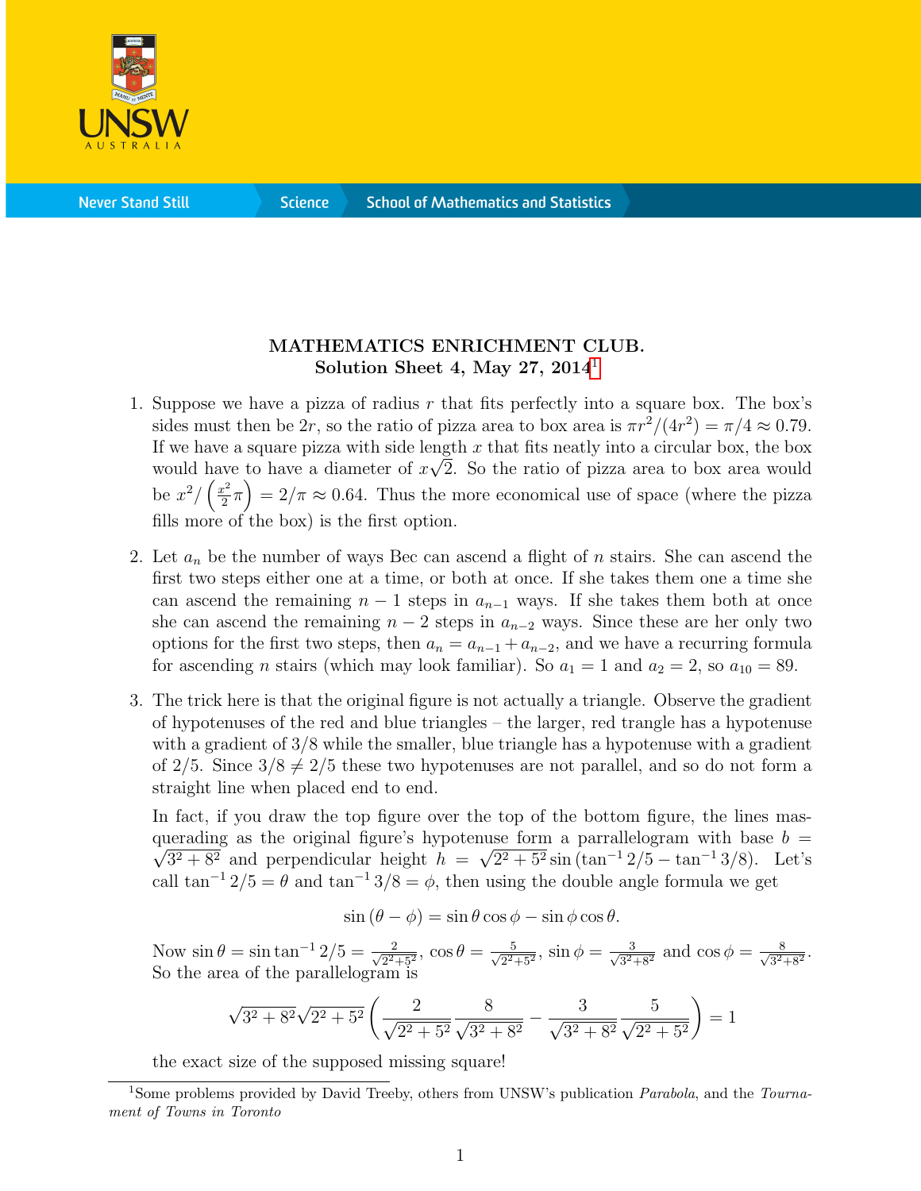**MATHEMATICS ENRICHMENT CLUB.**
**Solution Sheet 4, May 27, 2014**[1]

1. Suppose we have a pizza of radius $r$ that fits perfectly into a square box. The box's sides must then be $2r$, so the ratio of pizza area to box area is $\pi r^2/(4r^2) = \pi/4 \approx 0.79$. If we have a square pizza with side length $x$ that fits neatly into a circular box, the box would have to have a diameter of $x\sqrt{2}$. So the ratio of pizza area to box area would be $x^2/\left(\frac{x^2}{2}\pi\right) = 2/\pi \approx 0.64$. Thus the more economical use of space (where the pizza fills more of the box) is the first option.

2. Let $a_n$ be the number of ways Bec can ascend a flight of $n$ stairs. She can ascend the first two steps either one at a time, or both at once. If she takes them one a time she can ascend the remaining $n-1$ steps in $a_{n-1}$ ways. If she takes them both at once she can ascend the remaining $n-2$ steps in $a_{n-2}$ ways. Since these are her only two options for the first two steps, then $a_n = a_{n-1} + a_{n-2}$, and we have a recurring formula for ascending $n$ stairs (which may look familiar). So $a_1 = 1$ and $a_2 = 2$, so $a_{10} = 89$.

3. The trick here is that the original figure is not actually a triangle. Observe the gradient of hypotenuses of the red and blue triangles – the larger, red trangle has a hypotenuse with a gradient of $3/8$ while the smaller, blue triangle has a hypotenuse with a gradient of $2/5$. Since $3/8 \neq 2/5$ these two hypotenuses are not parallel, and so do not form a straight line when placed end to end.

   In fact, if you draw the top figure over the top of the bottom figure, the lines masquerading as the original figure's hypotenuse form a parrallelogram with base $b = \sqrt{3^2+8^2}$ and perpendicular height $h = \sqrt{2^2+5^2}\sin\left(\tan^{-1} 2/5 - \tan^{-1} 3/8\right)$. Let's call $\tan^{-1} 2/5 = \theta$ and $\tan^{-1} 3/8 = \phi$, then using the double angle formula we get

   $$\sin(\theta - \phi) = \sin\theta\cos\phi - \sin\phi\cos\theta.$$

   Now $\sin\theta = \sin\tan^{-1} 2/5 = \frac{2}{\sqrt{2^2+5^2}}$, $\cos\theta = \frac{5}{\sqrt{2^2+5^2}}$, $\sin\phi = \frac{3}{\sqrt{3^2+8^2}}$ and $\cos\phi = \frac{8}{\sqrt{3^2+8^2}}$. So the area of the parallelogram is

   $$\sqrt{3^2+8^2}\sqrt{2^2+5^2}\left(\frac{2}{\sqrt{2^2+5^2}}\frac{8}{\sqrt{3^2+8^2}} - \frac{3}{\sqrt{3^2+8^2}}\frac{5}{\sqrt{2^2+5^2}}\right) = 1$$

   the exact size of the supposed missing square!

[1] Some problems provided by David Treeby, others from UNSW's publication *Parabola*, and the *Tournament of Towns in Toronto*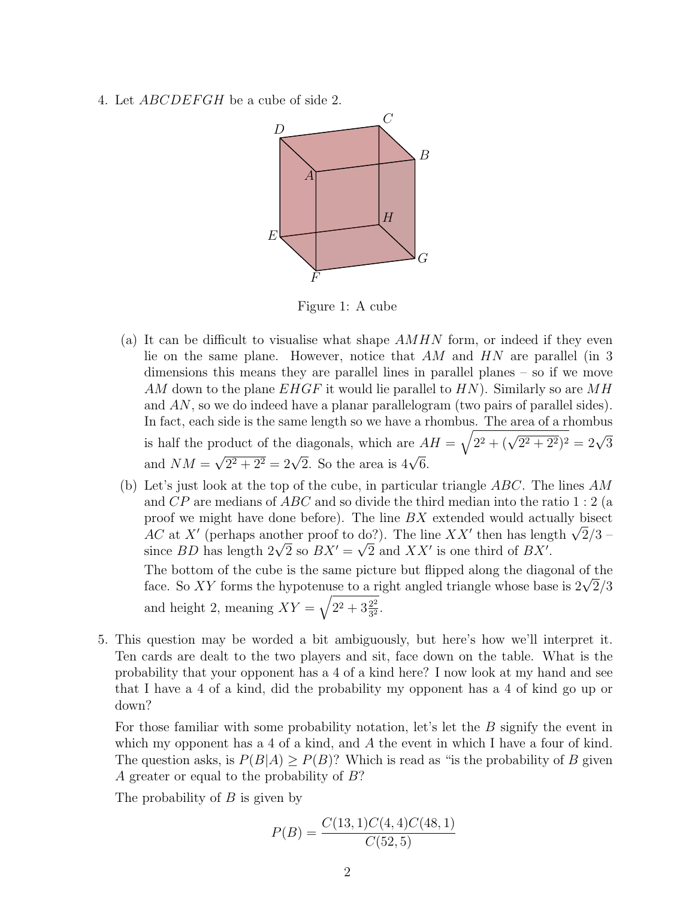4. Let $ABCDEFGH$ be a cube of side 2.

Figure 1: A cube

(a) It can be difficult to visualise what shape $AMHN$ form, or indeed if they even lie on the same plane. However, notice that $AM$ and $HN$ are parallel (in 3 dimensions this means they are parallel lines in parallel planes – so if we move $AM$ down to the plane $EHGF$ it would lie parallel to $HN$). Similarly so are $MH$ and $AN$, so we do indeed have a planar parallelogram (two pairs of parallel sides). In fact, each side is the same length so we have a rhombus. The area of a rhombus is half the product of the diagonals, which are $AH = \sqrt{2^2 + (\sqrt{2^2+2^2})^2} = 2\sqrt{3}$ and $NM = \sqrt{2^2+2^2} = 2\sqrt{2}$. So the area is $4\sqrt{6}$.

(b) Let's just look at the top of the cube, in particular triangle $ABC$. The lines $AM$ and $CP$ are medians of $ABC$ and so divide the third median into the ratio $1:2$ (a proof we might have done before). The line $BX$ extended would actually bisect $AC$ at $X'$ (perhaps another proof to do?). The line $XX'$ then has length $\sqrt{2}/3$ – since $BD$ has length $2\sqrt{2}$ so $BX' = \sqrt{2}$ and $XX'$ is one third of $BX'$.

The bottom of the cube is the same picture but flipped along the diagonal of the face. So $XY$ forms the hypotenuse to a right angled triangle whose base is $2\sqrt{2}/3$ and height 2, meaning $XY = \sqrt{2^2 + 3\frac{2^2}{3^2}}$.

5. This question may be worded a bit ambiguously, but here's how we'll interpret it. Ten cards are dealt to the two players and sit, face down on the table. What is the probability that your opponent has a 4 of a kind here? I now look at my hand and see that I have a 4 of a kind, did the probability my opponent has a 4 of kind go up or down?

For those familiar with some probability notation, let's let the $B$ signify the event in which my opponent has a 4 of a kind, and $A$ the event in which I have a four of kind. The question asks, is $P(B|A) \geq P(B)$? Which is read as "is the probability of $B$ given $A$ greater or equal to the probability of $B$?

The probability of $B$ is given by

$$P(B) = \frac{C(13,1)C(4,4)C(48,1)}{C(52,5)}$$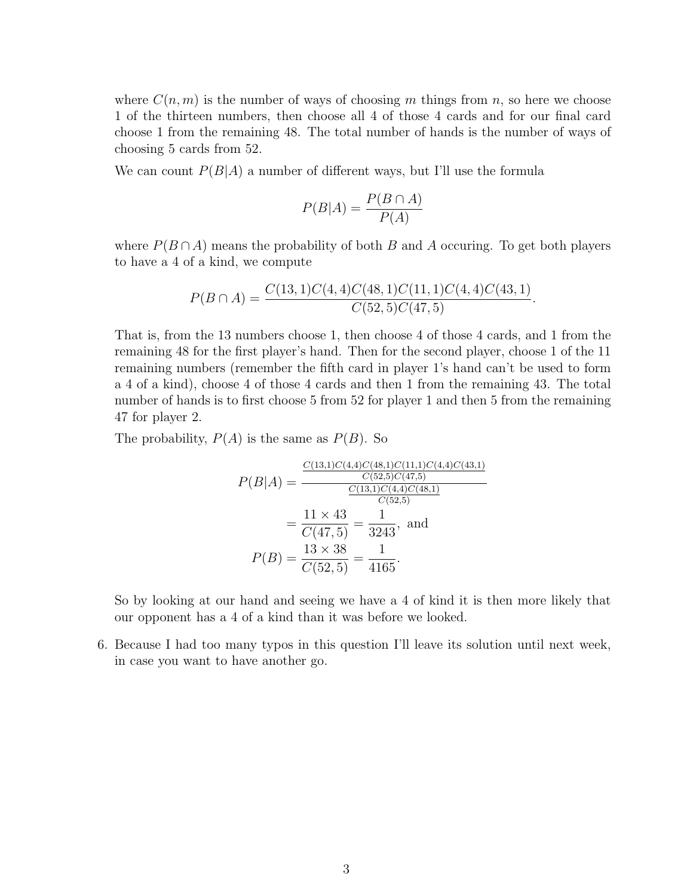where $C(n, m)$ is the number of ways of choosing $m$ things from $n$, so here we choose 1 of the thirteen numbers, then choose all 4 of those 4 cards and for our final card choose 1 from the remaining 48. The total number of hands is the number of ways of choosing 5 cards from 52.

We can count $P(B|A)$ a number of different ways, but I'll use the formula

$$P(B|A) = \frac{P(B \cap A)}{P(A)}$$

where $P(B \cap A)$ means the probability of both $B$ and $A$ occuring. To get both players to have a 4 of a kind, we compute

$$P(B \cap A) = \frac{C(13,1)C(4,4)C(48,1)C(11,1)C(4,4)C(43,1)}{C(52,5)C(47,5)}.$$

That is, from the 13 numbers choose 1, then choose 4 of those 4 cards, and 1 from the remaining 48 for the first player's hand. Then for the second player, choose 1 of the 11 remaining numbers (remember the fifth card in player 1's hand can't be used to form a 4 of a kind), choose 4 of those 4 cards and then 1 from the remaining 43. The total number of hands is to first choose 5 from 52 for player 1 and then 5 from the remaining 47 for player 2.

The probability, $P(A)$ is the same as $P(B)$. So

$$\begin{aligned}
P(B|A) &= \frac{\frac{C(13,1)C(4,4)C(48,1)C(11,1)C(4,4)C(43,1)}{C(52,5)C(47,5)}}{\frac{C(13,1)C(4,4)C(48,1)}{C(52,5)}} \\
&= \frac{11 \times 43}{C(47,5)} = \frac{1}{3243}, \text{ and} \\
P(B) &= \frac{13 \times 38}{C(52,5)} = \frac{1}{4165}.
\end{aligned}$$

So by looking at our hand and seeing we have a 4 of kind it is then more likely that our opponent has a 4 of a kind than it was before we looked.

6. Because I had too many typos in this question I'll leave its solution until next week, in case you want to have another go.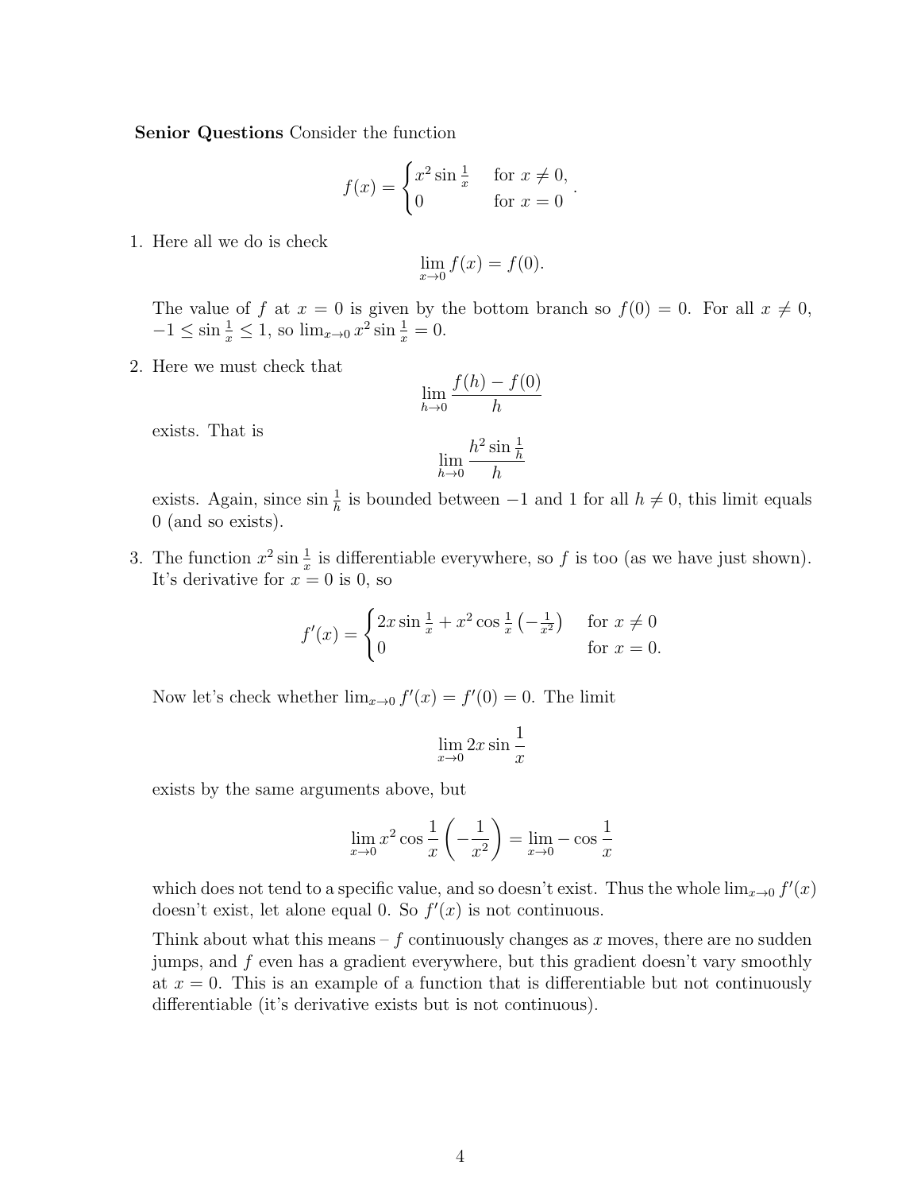**Senior Questions** Consider the function

$$f(x) = \begin{cases} x^2 \sin \frac{1}{x} & \text{for } x \neq 0, \\ 0 & \text{for } x = 0 \end{cases}.$$

1. Here all we do is check

$$\lim_{x \to 0} f(x) = f(0).$$

The value of $f$ at $x = 0$ is given by the bottom branch so $f(0) = 0$. For all $x \neq 0$, $-1 \leq \sin \frac{1}{x} \leq 1$, so $\lim_{x \to 0} x^2 \sin \frac{1}{x} = 0$.

2. Here we must check that

$$\lim_{h \to 0} \frac{f(h) - f(0)}{h}$$

exists. That is

$$\lim_{h \to 0} \frac{h^2 \sin \frac{1}{h}}{h}$$

exists. Again, since $\sin \frac{1}{h}$ is bounded between $-1$ and 1 for all $h \neq 0$, this limit equals 0 (and so exists).

3. The function $x^2 \sin \frac{1}{x}$ is differentiable everywhere, so $f$ is too (as we have just shown). It's derivative for $x = 0$ is 0, so

$$f'(x) = \begin{cases} 2x \sin \frac{1}{x} + x^2 \cos \frac{1}{x} \left(-\frac{1}{x^2}\right) & \text{for } x \neq 0 \\ 0 & \text{for } x = 0. \end{cases}$$

Now let's check whether $\lim_{x \to 0} f'(x) = f'(0) = 0$. The limit

$$\lim_{x \to 0} 2x \sin \frac{1}{x}$$

exists by the same arguments above, but

$$\lim_{x \to 0} x^2 \cos \frac{1}{x} \left(-\frac{1}{x^2}\right) = \lim_{x \to 0} -\cos \frac{1}{x}$$

which does not tend to a specific value, and so doesn't exist. Thus the whole $\lim_{x \to 0} f'(x)$ doesn't exist, let alone equal 0. So $f'(x)$ is not continuous.

Think about what this means – $f$ continuously changes as $x$ moves, there are no sudden jumps, and $f$ even has a gradient everywhere, but this gradient doesn't vary smoothly at $x = 0$. This is an example of a function that is differentiable but not continuously differentiable (it's derivative exists but is not continuous).